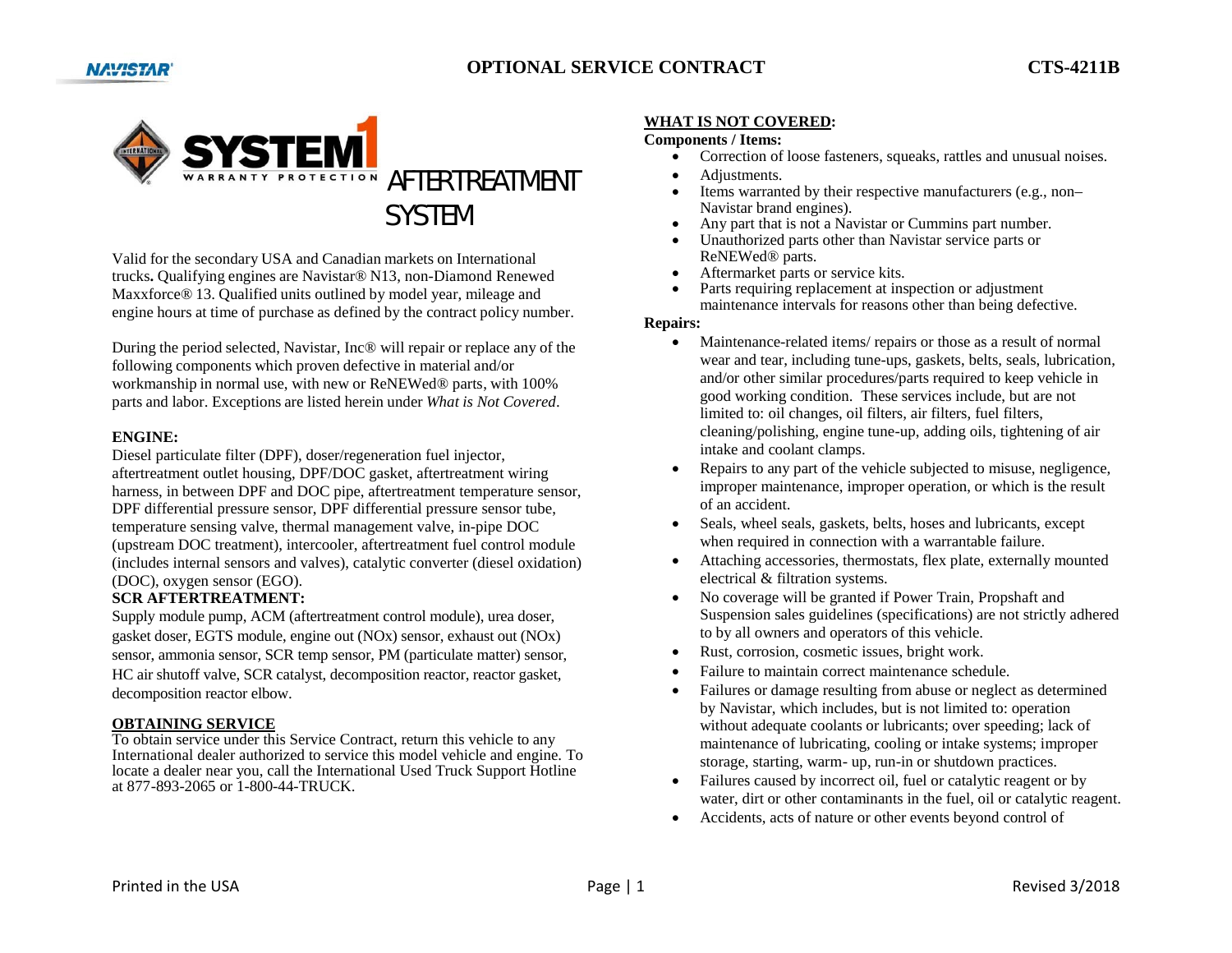# OPTIONAL SERVICE CONTRACT

CTS-4211B

## SYSTEM 1 WARRANTY PROTECTION AFTERTREATMENT SYSTEM

Valid for the secondary USA and Canadian markets on International trucks**.** Qualifying engines are Navistar® N13, non-Diamond Renewed Maxxforce® 13. Qualified units outlined by model year, mileage and engine hours at time of purchase as defined by the contract policy number.

During the period selected, Navistar, Inc® will repair or replace any of the following components which proven defective in material and/or workmanship in normal use, with new or ReNEWed® parts, with 100% parts and labor. Exceptions are listed herein under *What is Not Covered*.

**ENGINE:**

Diesel particulate filter (DPF), doser/regeneration fuel injector, aftertreatment outlet housing, DPF/DOC gasket, aftertreatment wiring harness, in between DPF and DOC pipe, aftertreatment temperature sensor, DPF differential pressure sensor, DPF differential pressure sensor tube, temperature sensing valve, thermal management valve, in-pipe DOC (upstream DOC treatment), intercooler, aftertreatment fuel control module (includes internal sensors and valves), catalytic converter (diesel oxidation) (DOC), oxygen sensor (EGO).

**SCR AFTERTREATMENT:**

Supply module pump, ACM (aftertreatment control module), urea doser, gasket doser, EGTS module, engine out (NOx) sensor, exhaust out (NOx) sensor, ammonia sensor, SCR temp sensor, PM (particulate matter) sensor, HC air shutoff valve, SCR catalyst, decomposition reactor, reactor gasket, decomposition reactor elbow.

**OBTAINING SERVICE**

To obtain service under this Service Contract, return this vehicle to any International dealer authorized to service this model vehicle and engine. To locate a dealer near you, call the International Used Truck Support Hotline at 877-893-2065 or 1-800-44-TRUCK.

**WHAT IS NOT COVERED:**

**Components / Items:**

- Correction of loose fasteners, squeaks, rattles and unusual noises.
- Adjustments.
- Items warranted by their respective manufacturers (e.g., non–Navistar brand engines).
- Any part that is not a Navistar or Cummins part number.
- Unauthorized parts other than Navistar service parts or ReNEWed® parts.
- Aftermarket parts or service kits.
- Parts requiring replacement at inspection or adjustment maintenance intervals for reasons other than being defective.

**Repairs:**

- Maintenance-related items/ repairs or those as a result of normal wear and tear, including tune-ups, gaskets, belts, seals, lubrication, and/or other similar procedures/parts required to keep vehicle in good working condition. These services include, but are not limited to: oil changes, oil filters, air filters, fuel filters, cleaning/polishing, engine tune-up, adding oils, tightening of air intake and coolant clamps.
- Repairs to any part of the vehicle subjected to misuse, negligence, improper maintenance, improper operation, or which is the result of an accident.
- Seals, wheel seals, gaskets, belts, hoses and lubricants, except when required in connection with a warrantable failure.
- Attaching accessories, thermostats, flex plate, externally mounted electrical & filtration systems.
- No coverage will be granted if Power Train, Propshaft and Suspension sales guidelines (specifications) are not strictly adhered to by all owners and operators of this vehicle.
- Rust, corrosion, cosmetic issues, bright work.
- Failure to maintain correct maintenance schedule.
- Failures or damage resulting from abuse or neglect as determined by Navistar, which includes, but is not limited to: operation without adequate coolants or lubricants; over speeding; lack of maintenance of lubricating, cooling or intake systems; improper storage, starting, warm- up, run-in or shutdown practices.
- Failures caused by incorrect oil, fuel or catalytic reagent or by water, dirt or other contaminants in the fuel, oil or catalytic reagent.
- Accidents, acts of nature or other events beyond control of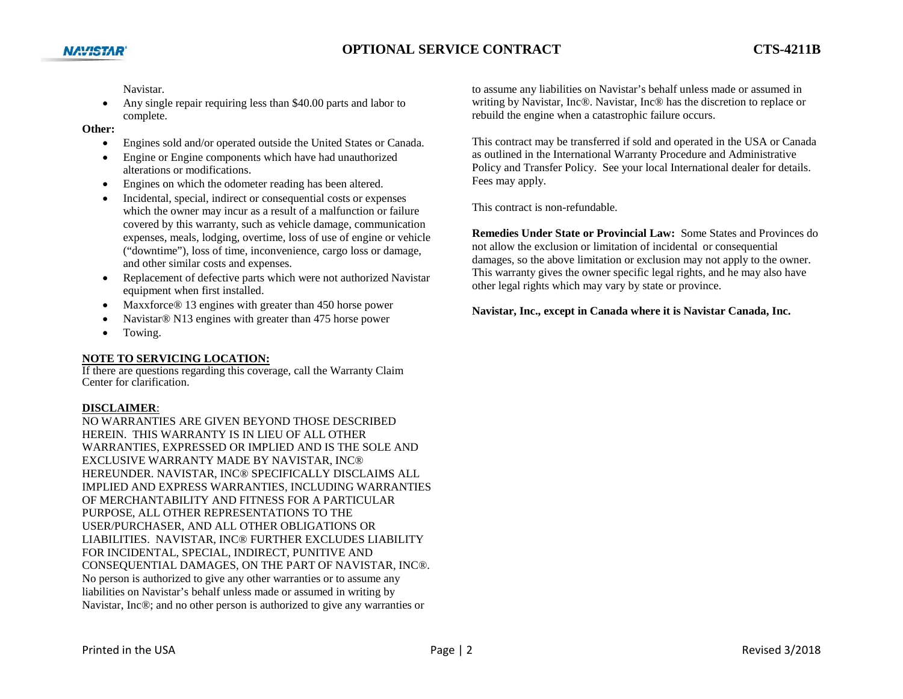Navistar.

- Any single repair requiring less than $40.00 parts and labor to complete.

**Other:**

- Engines sold and/or operated outside the United States or Canada.
- Engine or Engine components which have had unauthorized alterations or modifications.
- Engines on which the odometer reading has been altered.
- Incidental, special, indirect or consequential costs or expenses which the owner may incur as a result of a malfunction or failure covered by this warranty, such as vehicle damage, communication expenses, meals, lodging, overtime, loss of use of engine or vehicle (“downtime”), loss of time, inconvenience, cargo loss or damage, and other similar costs and expenses.
- Replacement of defective parts which were not authorized Navistar equipment when first installed.
- Maxxforce® 13 engines with greater than 450 horse power
- Navistar® N13 engines with greater than 475 horse power
- Towing.

**NOTE TO SERVICING LOCATION:**
If there are questions regarding this coverage, call the Warranty Claim Center for clarification.

**DISCLAIMER**:
NO WARRANTIES ARE GIVEN BEYOND THOSE DESCRIBED HEREIN. THIS WARRANTY IS IN LIEU OF ALL OTHER WARRANTIES, EXPRESSED OR IMPLIED AND IS THE SOLE AND EXCLUSIVE WARRANTY MADE BY NAVISTAR, INC® HEREUNDER. NAVISTAR, INC® SPECIFICALLY DISCLAIMS ALL IMPLIED AND EXPRESS WARRANTIES, INCLUDING WARRANTIES OF MERCHANTABILITY AND FITNESS FOR A PARTICULAR PURPOSE, ALL OTHER REPRESENTATIONS TO THE USER/PURCHASER, AND ALL OTHER OBLIGATIONS OR LIABILITIES. NAVISTAR, INC® FURTHER EXCLUDES LIABILITY FOR INCIDENTAL, SPECIAL, INDIRECT, PUNITIVE AND CONSEQUENTIAL DAMAGES, ON THE PART OF NAVISTAR, INC®. No person is authorized to give any other warranties or to assume any liabilities on Navistar’s behalf unless made or assumed in writing by Navistar, Inc®; and no other person is authorized to give any warranties or to assume any liabilities on Navistar’s behalf unless made or assumed in writing by Navistar, Inc®. Navistar, Inc® has the discretion to replace or rebuild the engine when a catastrophic failure occurs.

This contract may be transferred if sold and operated in the USA or Canada as outlined in the International Warranty Procedure and Administrative Policy and Transfer Policy. See your local International dealer for details. Fees may apply.

This contract is non-refundable.

**Remedies Under State or Provincial Law:** Some States and Provinces do not allow the exclusion or limitation of incidental or consequential damages, so the above limitation or exclusion may not apply to the owner. This warranty gives the owner specific legal rights, and he may also have other legal rights which may vary by state or province.

**Navistar, Inc., except in Canada where it is Navistar Canada, Inc.**